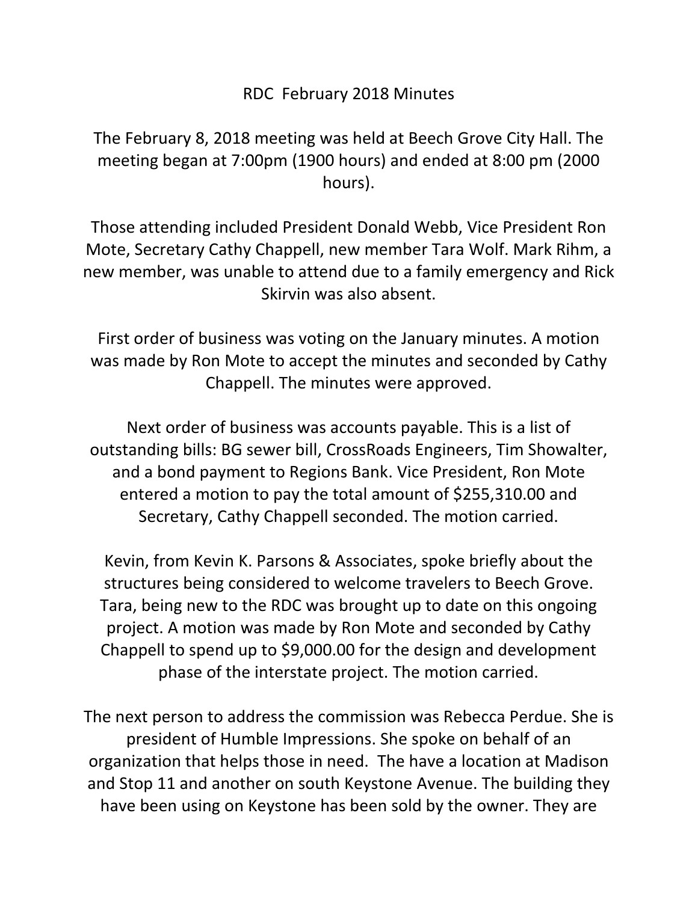# RDC February 2018 Minutes

The February 8, 2018 meeting was held at Beech Grove City Hall. The meeting began at 7:00pm (1900 hours) and ended at 8:00 pm (2000 hours).

Those attending included President Donald Webb, Vice President Ron Mote, Secretary Cathy Chappell, new member Tara Wolf. Mark Rihm, a new member, was unable to attend due to a family emergency and Rick Skirvin was also absent.

First order of business was voting on the January minutes. A motion was made by Ron Mote to accept the minutes and seconded by Cathy Chappell. The minutes were approved.

Next order of business was accounts payable. This is a list of outstanding bills: BG sewer bill, CrossRoads Engineers, Tim Showalter, and a bond payment to Regions Bank. Vice President, Ron Mote entered a motion to pay the total amount of $255,310.00 and Secretary, Cathy Chappell seconded. The motion carried.

Kevin, from Kevin K. Parsons & Associates, spoke briefly about the structures being considered to welcome travelers to Beech Grove. Tara, being new to the RDC was brought up to date on this ongoing project. A motion was made by Ron Mote and seconded by Cathy Chappell to spend up to $9,000.00 for the design and development phase of the interstate project. The motion carried.

The next person to address the commission was Rebecca Perdue. She is president of Humble Impressions. She spoke on behalf of an organization that helps those in need. The have a location at Madison and Stop 11 and another on south Keystone Avenue. The building they have been using on Keystone has been sold by the owner. They are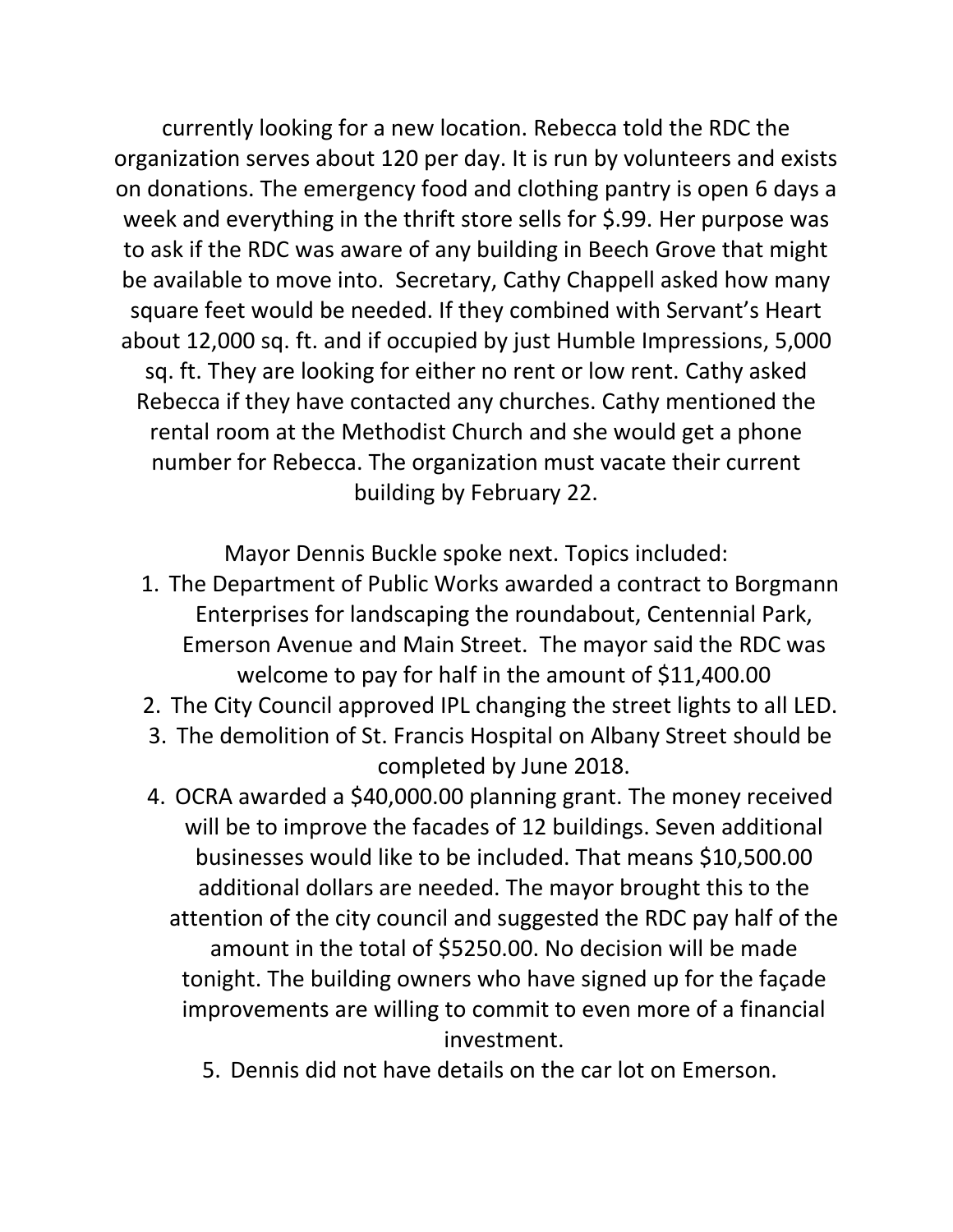currently looking for a new location. Rebecca told the RDC the organization serves about 120 per day. It is run by volunteers and exists on donations. The emergency food and clothing pantry is open 6 days a week and everything in the thrift store sells for $.99. Her purpose was to ask if the RDC was aware of any building in Beech Grove that might be available to move into. Secretary, Cathy Chappell asked how many square feet would be needed. If they combined with Servant's Heart about 12,000 sq. ft. and if occupied by just Humble Impressions, 5,000 sq. ft. They are looking for either no rent or low rent. Cathy asked Rebecca if they have contacted any churches. Cathy mentioned the rental room at the Methodist Church and she would get a phone number for Rebecca. The organization must vacate their current building by February 22.

Mayor Dennis Buckle spoke next. Topics included:

1. The Department of Public Works awarded a contract to Borgmann Enterprises for landscaping the roundabout, Centennial Park, Emerson Avenue and Main Street. The mayor said the RDC was welcome to pay for half in the amount of $11,400.00
2. The City Council approved IPL changing the street lights to all LED.
3. The demolition of St. Francis Hospital on Albany Street should be completed by June 2018.
4. OCRA awarded a $40,000.00 planning grant. The money received will be to improve the facades of 12 buildings. Seven additional businesses would like to be included. That means $10,500.00 additional dollars are needed. The mayor brought this to the attention of the city council and suggested the RDC pay half of the amount in the total of $5250.00. No decision will be made tonight. The building owners who have signed up for the façade improvements are willing to commit to even more of a financial investment.
5. Dennis did not have details on the car lot on Emerson.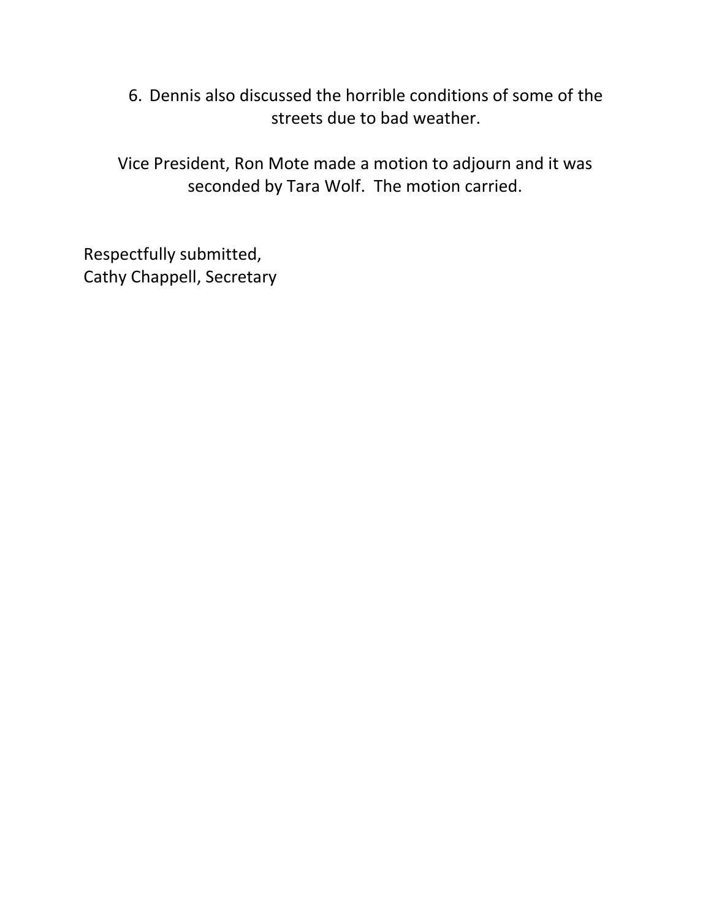6. Dennis also discussed the horrible conditions of some of the streets due to bad weather.

Vice President, Ron Mote made a motion to adjourn and it was seconded by Tara Wolf. The motion carried.

Respectfully submitted,
Cathy Chappell, Secretary